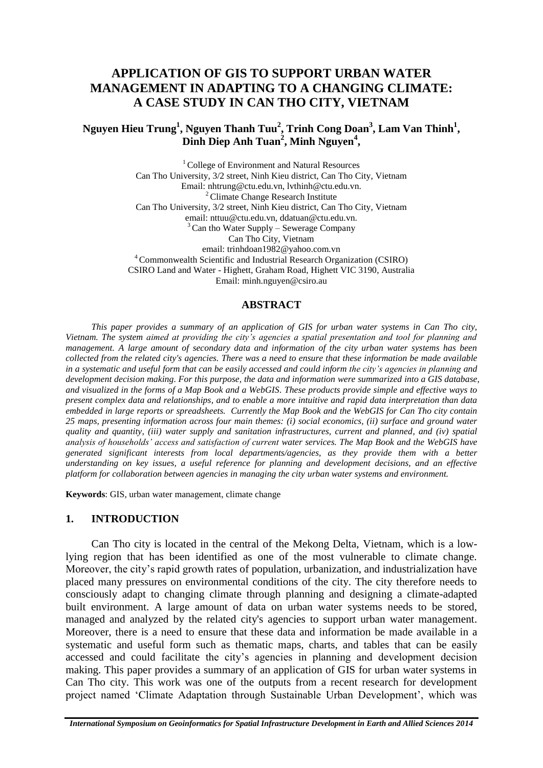# APPLICATION OF GIS TO SUPPORT URBAN WATER MANAGEMENT IN ADAPTING TO A CHANGING CLIMATE: A CASE STUDY IN CAN THO CITY, VIETNAM

**Nguyen Hieu Trung[1], Nguyen Thanh Tuu[2], Trinh Cong Doan[3], Lam Van Thinh[1], Dinh Diep Anh Tuan[2], Minh Nguyen[4],**

[1] College of Environment and Natural Resources
Can Tho University, 3/2 street, Ninh Kieu district, Can Tho City, Vietnam
Email: nhtrung@ctu.edu.vn, lvthinh@ctu.edu.vn.

[2] Climate Change Research Institute
Can Tho University, 3/2 street, Ninh Kieu district, Can Tho City, Vietnam
email: nttuu@ctu.edu.vn, ddatuan@ctu.edu.vn.

[3] Can tho Water Supply – Sewerage Company
Can Tho City, Vietnam
email: trinhdoan1982@yahoo.com.vn

[4] Commonwealth Scientific and Industrial Research Organization (CSIRO)
CSIRO Land and Water - Highett, Graham Road, Highett VIC 3190, Australia
Email: minh.nguyen@csiro.au

## ABSTRACT

*This paper provides a summary of an application of GIS for urban water systems in Can Tho city, Vietnam. The system aimed at providing the city's agencies a spatial presentation and tool for planning and management. A large amount of secondary data and information of the city urban water systems has been collected from the related city's agencies. There was a need to ensure that these information be made available in a systematic and useful form that can be easily accessed and could inform the city's agencies in planning and development decision making. For this purpose, the data and information were summarized into a GIS database, and visualized in the forms of a Map Book and a WebGIS. These products provide simple and effective ways to present complex data and relationships, and to enable a more intuitive and rapid data interpretation than data embedded in large reports or spreadsheets. Currently the Map Book and the WebGIS for Can Tho city contain 25 maps, presenting information across four main themes: (i) social economics, (ii) surface and ground water quality and quantity, (iii) water supply and sanitation infrastructures, current and planned, and (iv) spatial analysis of households' access and satisfaction of current water services. The Map Book and the WebGIS have generated significant interests from local departments/agencies, as they provide them with a better understanding on key issues, a useful reference for planning and development decisions, and an effective platform for collaboration between agencies in managing the city urban water systems and environment.*

**Keywords**: GIS, urban water management, climate change

## 1. INTRODUCTION

Can Tho city is located in the central of the Mekong Delta, Vietnam, which is a low-lying region that has been identified as one of the most vulnerable to climate change. Moreover, the city's rapid growth rates of population, urbanization, and industrialization have placed many pressures on environmental conditions of the city. The city therefore needs to consciously adapt to changing climate through planning and designing a climate-adapted built environment. A large amount of data on urban water systems needs to be stored, managed and analyzed by the related city's agencies to support urban water management. Moreover, there is a need to ensure that these data and information be made available in a systematic and useful form such as thematic maps, charts, and tables that can be easily accessed and could facilitate the city's agencies in planning and development decision making. This paper provides a summary of an application of GIS for urban water systems in Can Tho city. This work was one of the outputs from a recent research for development project named 'Climate Adaptation through Sustainable Urban Development', which was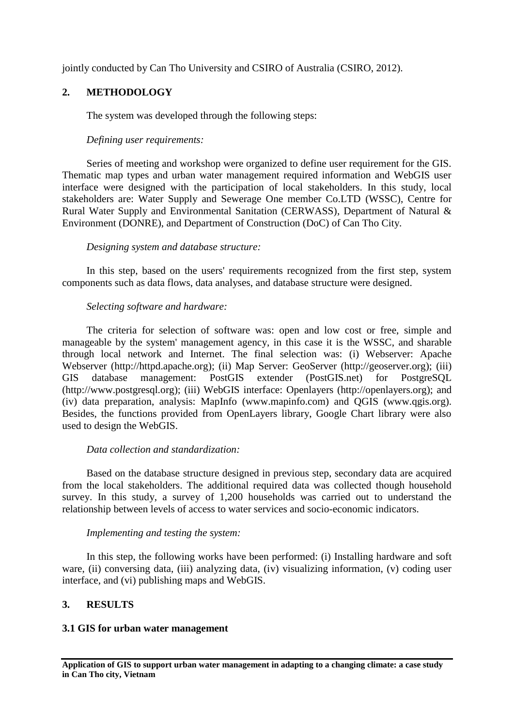jointly conducted by Can Tho University and CSIRO of Australia (CSIRO, 2012).

## 2. METHODOLOGY

The system was developed through the following steps:

*Defining user requirements:*

Series of meeting and workshop were organized to define user requirement for the GIS. Thematic map types and urban water management required information and WebGIS user interface were designed with the participation of local stakeholders. In this study, local stakeholders are: Water Supply and Sewerage One member Co.LTD (WSSC), Centre for Rural Water Supply and Environmental Sanitation (CERWASS), Department of Natural & Environment (DONRE), and Department of Construction (DoC) of Can Tho City.

*Designing system and database structure:*

In this step, based on the users' requirements recognized from the first step, system components such as data flows, data analyses, and database structure were designed.

*Selecting software and hardware:*

The criteria for selection of software was: open and low cost or free, simple and manageable by the system' management agency, in this case it is the WSSC, and sharable through local network and Internet. The final selection was: (i) Webserver: Apache Webserver (http://httpd.apache.org); (ii) Map Server: GeoServer (http://geoserver.org); (iii) GIS database management: PostGIS extender (PostGIS.net) for PostgreSQL (http://www.postgresql.org); (iii) WebGIS interface: Openlayers (http://openlayers.org); and (iv) data preparation, analysis: MapInfo (www.mapinfo.com) and QGIS (www.qgis.org). Besides, the functions provided from OpenLayers library, Google Chart library were also used to design the WebGIS.

*Data collection and standardization:*

Based on the database structure designed in previous step, secondary data are acquired from the local stakeholders. The additional required data was collected though household survey. In this study, a survey of 1,200 households was carried out to understand the relationship between levels of access to water services and socio-economic indicators.

*Implementing and testing the system:*

In this step, the following works have been performed: (i) Installing hardware and soft ware, (ii) conversing data, (iii) analyzing data, (iv) visualizing information, (v) coding user interface, and (vi) publishing maps and WebGIS.

## 3. RESULTS

### 3.1 GIS for urban water management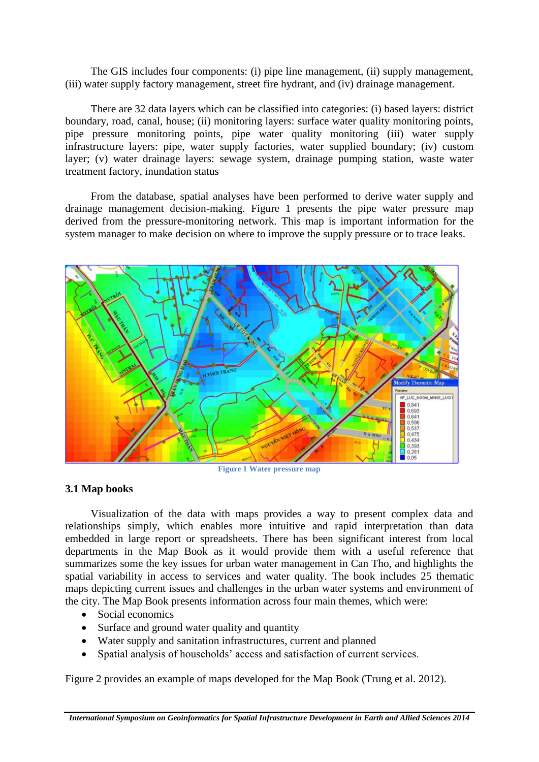The GIS includes four components: (i) pipe line management, (ii) supply management, (iii) water supply factory management, street fire hydrant, and (iv) drainage management.

There are 32 data layers which can be classified into categories: (i) based layers: district boundary, road, canal, house; (ii) monitoring layers: surface water quality monitoring points, pipe pressure monitoring points, pipe water quality monitoring (iii) water supply infrastructure layers: pipe, water supply factories, water supplied boundary; (iv) custom layer; (v) water drainage layers: sewage system, drainage pumping station, waste water treatment factory, inundation status

From the database, spatial analyses have been performed to derive water supply and drainage management decision-making. Figure 1 presents the pipe water pressure map derived from the pressure-monitoring network. This map is important information for the system manager to make decision on where to improve the supply pressure or to trace leaks.

Figure 1 Water pressure map

### 3.1 Map books

Visualization of the data with maps provides a way to present complex data and relationships simply, which enables more intuitive and rapid interpretation than data embedded in large report or spreadsheets. There has been significant interest from local departments in the Map Book as it would provide them with a useful reference that summarizes some the key issues for urban water management in Can Tho, and highlights the spatial variability in access to services and water quality. The book includes 25 thematic maps depicting current issues and challenges in the urban water systems and environment of the city. The Map Book presents information across four main themes, which were:

- Social economics
- Surface and ground water quality and quantity
- Water supply and sanitation infrastructures, current and planned
- Spatial analysis of households' access and satisfaction of current services.

Figure 2 provides an example of maps developed for the Map Book (Trung et al. 2012).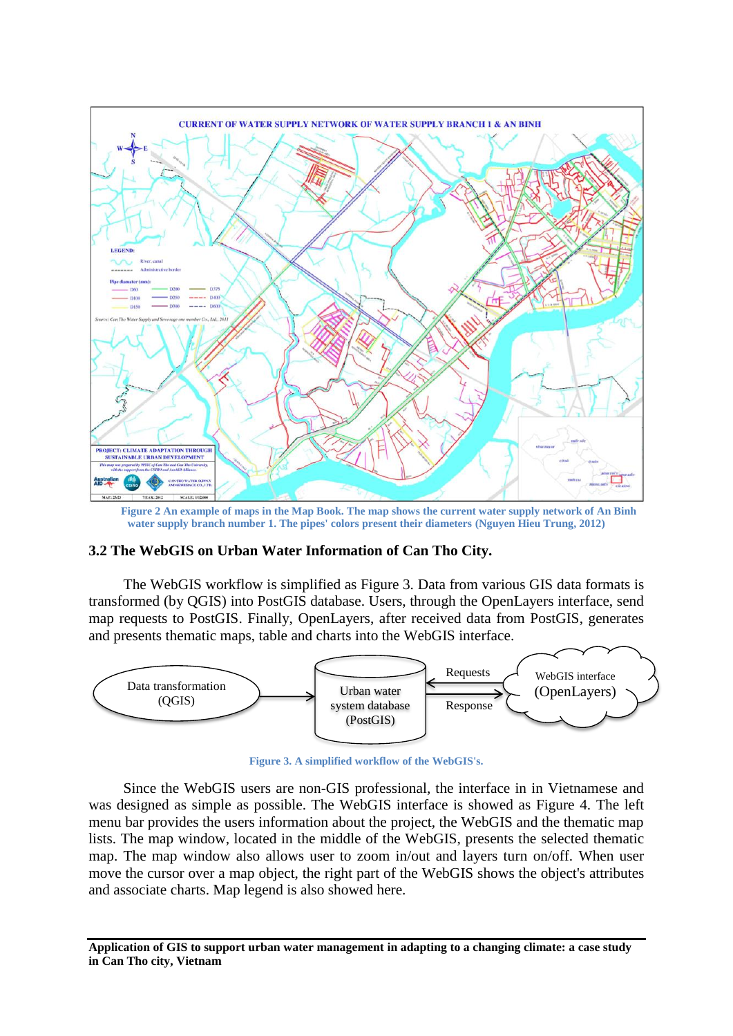Figure 2 An example of maps in the Map Book. The map shows the current water supply network of An Binh water supply branch number 1. The pipes' colors present their diameters (Nguyen Hieu Trung, 2012)

### 3.2 The WebGIS on Urban Water Information of Can Tho City.

The WebGIS workflow is simplified as Figure 3. Data from various GIS data formats is transformed (by QGIS) into PostGIS database. Users, through the OpenLayers interface, send map requests to PostGIS. Finally, OpenLayers, after received data from PostGIS, generates and presents thematic maps, table and charts into the WebGIS interface.

Figure 3. A simplified workflow of the WebGIS's.

Since the WebGIS users are non-GIS professional, the interface in in Vietnamese and was designed as simple as possible. The WebGIS interface is showed as Figure 4. The left menu bar provides the users information about the project, the WebGIS and the thematic map lists. The map window, located in the middle of the WebGIS, presents the selected thematic map. The map window also allows user to zoom in/out and layers turn on/off. When user move the cursor over a map object, the right part of the WebGIS shows the object's attributes and associate charts. Map legend is also showed here.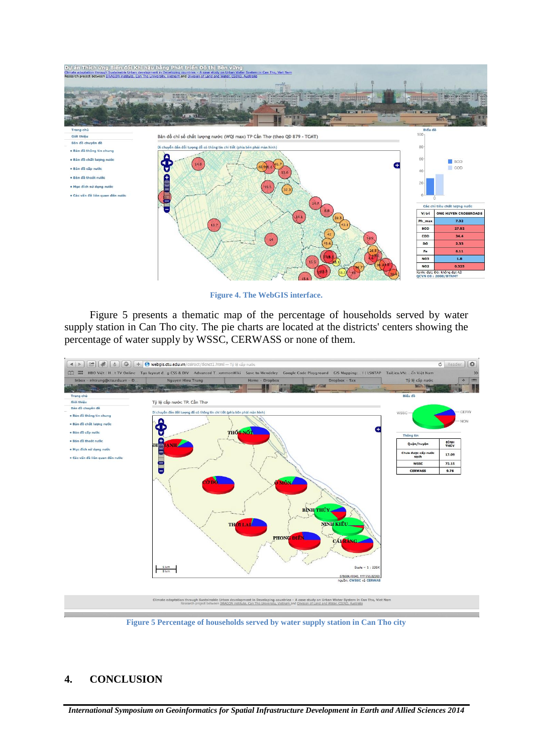**Figure 4. The WebGIS interface.**

Figure 5 presents a thematic map of the percentage of households served by water supply station in Can Tho city. The pie charts are located at the districts' centers showing the percentage of water supply by WSSC, CERWASS or none of them.

**Figure 5 Percentage of households served by water supply station in Can Tho city**

## 4. CONCLUSION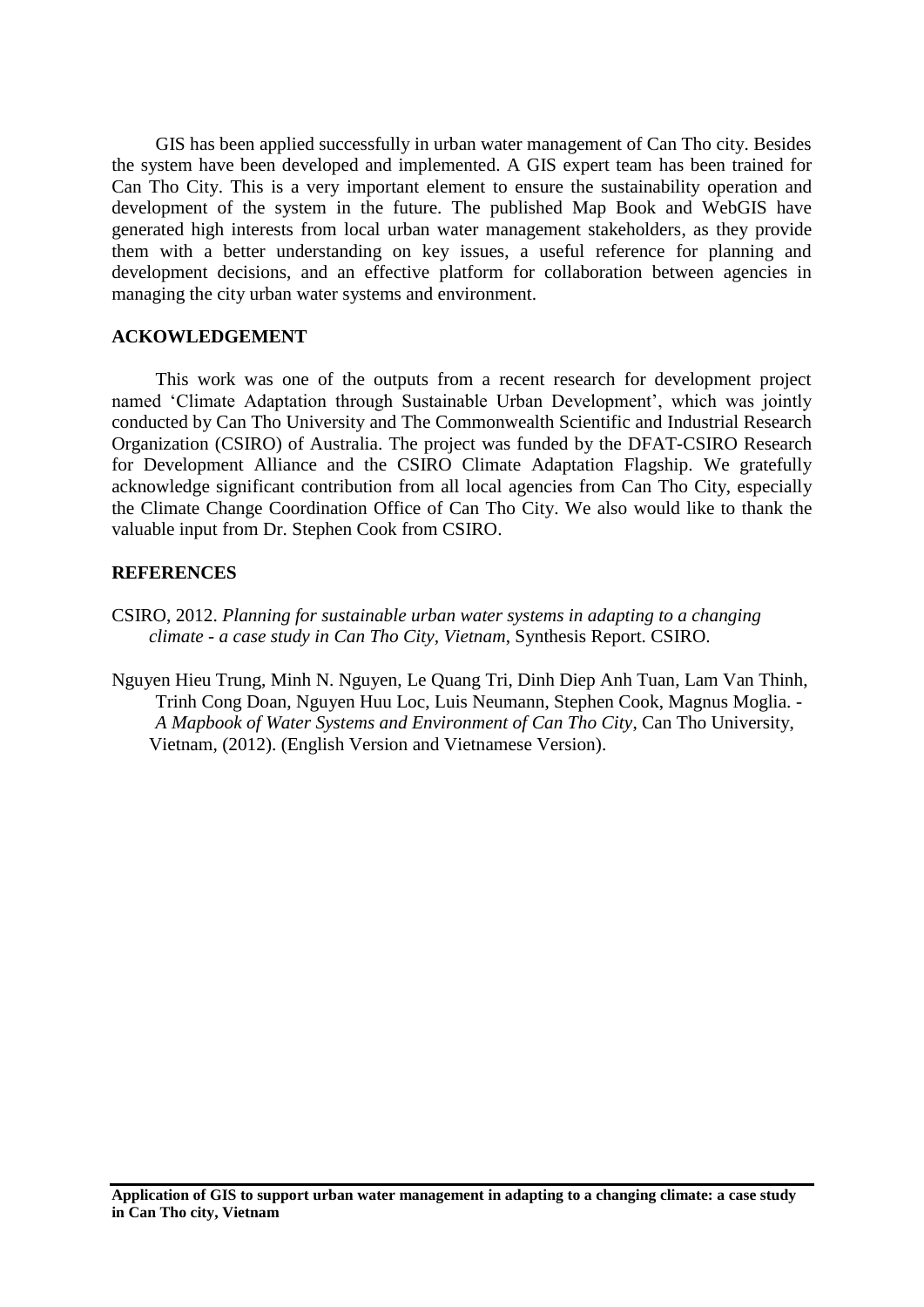GIS has been applied successfully in urban water management of Can Tho city. Besides the system have been developed and implemented. A GIS expert team has been trained for Can Tho City. This is a very important element to ensure the sustainability operation and development of the system in the future. The published Map Book and WebGIS have generated high interests from local urban water management stakeholders, as they provide them with a better understanding on key issues, a useful reference for planning and development decisions, and an effective platform for collaboration between agencies in managing the city urban water systems and environment.

## ACKOWLEDGEMENT

This work was one of the outputs from a recent research for development project named 'Climate Adaptation through Sustainable Urban Development', which was jointly conducted by Can Tho University and The Commonwealth Scientific and Industrial Research Organization (CSIRO) of Australia. The project was funded by the DFAT-CSIRO Research for Development Alliance and the CSIRO Climate Adaptation Flagship. We gratefully acknowledge significant contribution from all local agencies from Can Tho City, especially the Climate Change Coordination Office of Can Tho City. We also would like to thank the valuable input from Dr. Stephen Cook from CSIRO.

## REFERENCES

CSIRO, 2012. *Planning for sustainable urban water systems in adapting to a changing climate - a case study in Can Tho City, Vietnam*, Synthesis Report. CSIRO.

Nguyen Hieu Trung, Minh N. Nguyen, Le Quang Tri, Dinh Diep Anh Tuan, Lam Van Thinh, Trinh Cong Doan, Nguyen Huu Loc, Luis Neumann, Stephen Cook, Magnus Moglia. - *A Mapbook of Water Systems and Environment of Can Tho City*, Can Tho University, Vietnam, (2012). (English Version and Vietnamese Version).